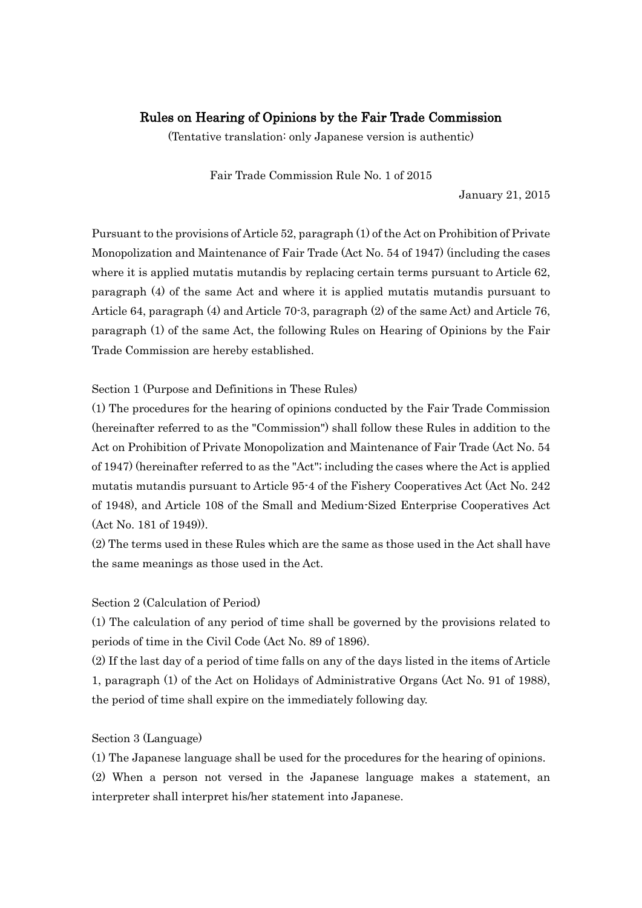# Rules on Hearing of Opinions by the Fair Trade Commission

(Tentative translation: only Japanese version is authentic)

Fair Trade Commission Rule No. 1 of 2015

January 21, 2015

Pursuant to the provisions of Article 52, paragraph (1) of the Act on Prohibition of Private Monopolization and Maintenance of Fair Trade (Act No. 54 of 1947) (including the cases where it is applied mutatis mutandis by replacing certain terms pursuant to Article 62, paragraph (4) of the same Act and where it is applied mutatis mutandis pursuant to Article 64, paragraph (4) and Article 70-3, paragraph (2) of the same Act) and Article 76, paragraph (1) of the same Act, the following Rules on Hearing of Opinions by the Fair Trade Commission are hereby established.

Section 1 (Purpose and Definitions in These Rules)

(1) The procedures for the hearing of opinions conducted by the Fair Trade Commission (hereinafter referred to as the "Commission") shall follow these Rules in addition to the Act on Prohibition of Private Monopolization and Maintenance of Fair Trade (Act No. 54 of 1947) (hereinafter referred to as the "Act"; including the cases where the Act is applied mutatis mutandis pursuant to Article 95-4 of the Fishery Cooperatives Act (Act No. 242 of 1948), and Article 108 of the Small and Medium-Sized Enterprise Cooperatives Act (Act No. 181 of 1949)).

(2) The terms used in these Rules which are the same as those used in the Act shall have the same meanings as those used in the Act.

Section 2 (Calculation of Period)

(1) The calculation of any period of time shall be governed by the provisions related to periods of time in the Civil Code (Act No. 89 of 1896).

(2) If the last day of a period of time falls on any of the days listed in the items of Article 1, paragraph (1) of the Act on Holidays of Administrative Organs (Act No. 91 of 1988), the period of time shall expire on the immediately following day.

Section 3 (Language)

(1) The Japanese language shall be used for the procedures for the hearing of opinions.

(2) When a person not versed in the Japanese language makes a statement, an interpreter shall interpret his/her statement into Japanese.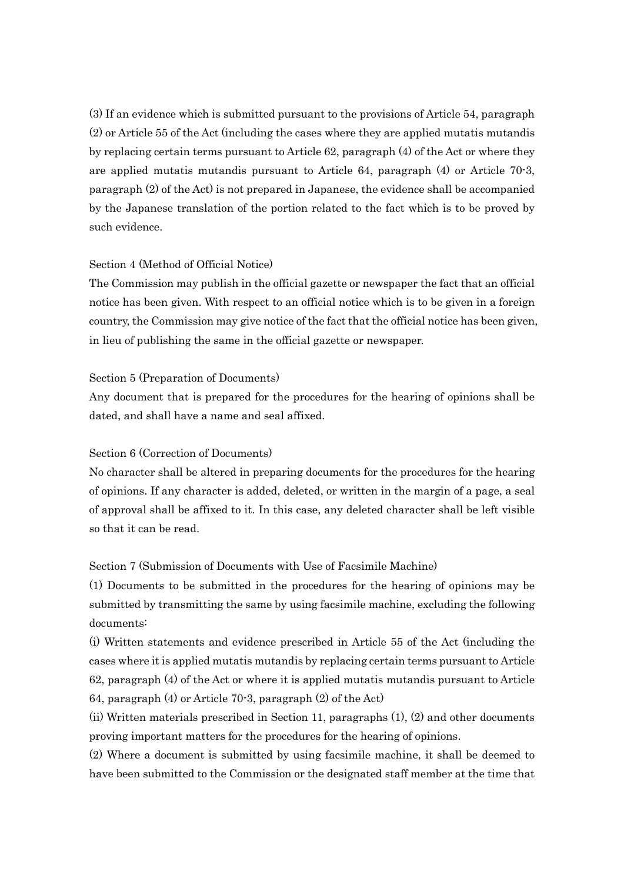(3) If an evidence which is submitted pursuant to the provisions of Article 54, paragraph (2) or Article 55 of the Act (including the cases where they are applied mutatis mutandis by replacing certain terms pursuant to Article 62, paragraph (4) of the Act or where they are applied mutatis mutandis pursuant to Article 64, paragraph (4) or Article 70-3, paragraph (2) of the Act) is not prepared in Japanese, the evidence shall be accompanied by the Japanese translation of the portion related to the fact which is to be proved by such evidence.

Section 4 (Method of Official Notice)

The Commission may publish in the official gazette or newspaper the fact that an official notice has been given. With respect to an official notice which is to be given in a foreign country, the Commission may give notice of the fact that the official notice has been given, in lieu of publishing the same in the official gazette or newspaper.

Section 5 (Preparation of Documents)

Any document that is prepared for the procedures for the hearing of opinions shall be dated, and shall have a name and seal affixed.

Section 6 (Correction of Documents)

No character shall be altered in preparing documents for the procedures for the hearing of opinions. If any character is added, deleted, or written in the margin of a page, a seal of approval shall be affixed to it. In this case, any deleted character shall be left visible so that it can be read.

Section 7 (Submission of Documents with Use of Facsimile Machine)

(1) Documents to be submitted in the procedures for the hearing of opinions may be submitted by transmitting the same by using facsimile machine, excluding the following documents:

(i) Written statements and evidence prescribed in Article 55 of the Act (including the cases where it is applied mutatis mutandis by replacing certain terms pursuant to Article 62, paragraph (4) of the Act or where it is applied mutatis mutandis pursuant to Article 64, paragraph (4) or Article 70-3, paragraph (2) of the Act)

(ii) Written materials prescribed in Section 11, paragraphs (1), (2) and other documents proving important matters for the procedures for the hearing of opinions.

(2) Where a document is submitted by using facsimile machine, it shall be deemed to have been submitted to the Commission or the designated staff member at the time that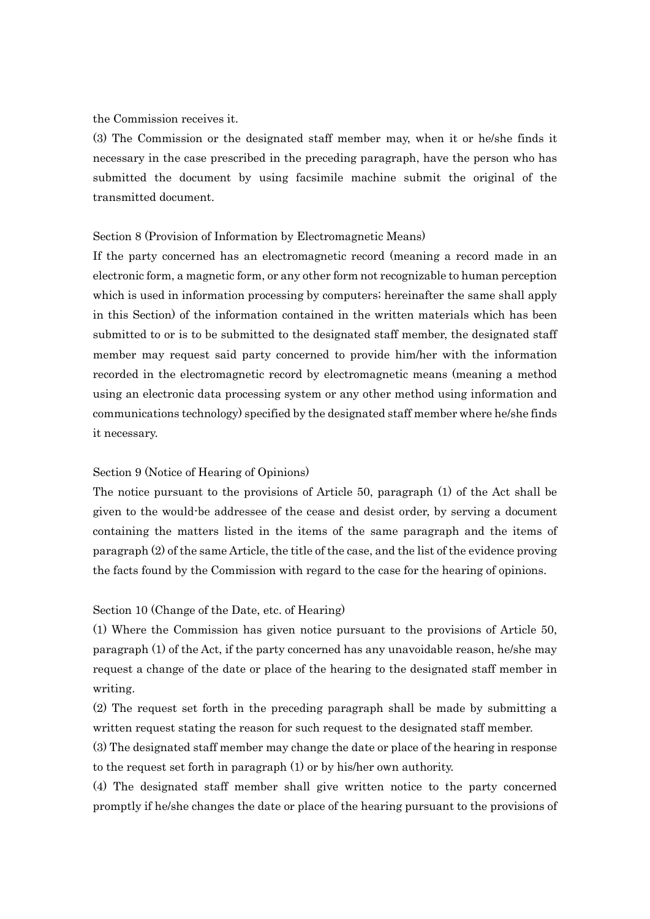the Commission receives it.

(3) The Commission or the designated staff member may, when it or he/she finds it necessary in the case prescribed in the preceding paragraph, have the person who has submitted the document by using facsimile machine submit the original of the transmitted document.

Section 8 (Provision of Information by Electromagnetic Means)

If the party concerned has an electromagnetic record (meaning a record made in an electronic form, a magnetic form, or any other form not recognizable to human perception which is used in information processing by computers; hereinafter the same shall apply in this Section) of the information contained in the written materials which has been submitted to or is to be submitted to the designated staff member, the designated staff member may request said party concerned to provide him/her with the information recorded in the electromagnetic record by electromagnetic means (meaning a method using an electronic data processing system or any other method using information and communications technology) specified by the designated staff member where he/she finds it necessary.

Section 9 (Notice of Hearing of Opinions)

The notice pursuant to the provisions of Article 50, paragraph (1) of the Act shall be given to the would-be addressee of the cease and desist order, by serving a document containing the matters listed in the items of the same paragraph and the items of paragraph (2) of the same Article, the title of the case, and the list of the evidence proving the facts found by the Commission with regard to the case for the hearing of opinions.

Section 10 (Change of the Date, etc. of Hearing)

(1) Where the Commission has given notice pursuant to the provisions of Article 50, paragraph (1) of the Act, if the party concerned has any unavoidable reason, he/she may request a change of the date or place of the hearing to the designated staff member in writing.

(2) The request set forth in the preceding paragraph shall be made by submitting a written request stating the reason for such request to the designated staff member.

(3) The designated staff member may change the date or place of the hearing in response to the request set forth in paragraph (1) or by his/her own authority.

(4) The designated staff member shall give written notice to the party concerned promptly if he/she changes the date or place of the hearing pursuant to the provisions of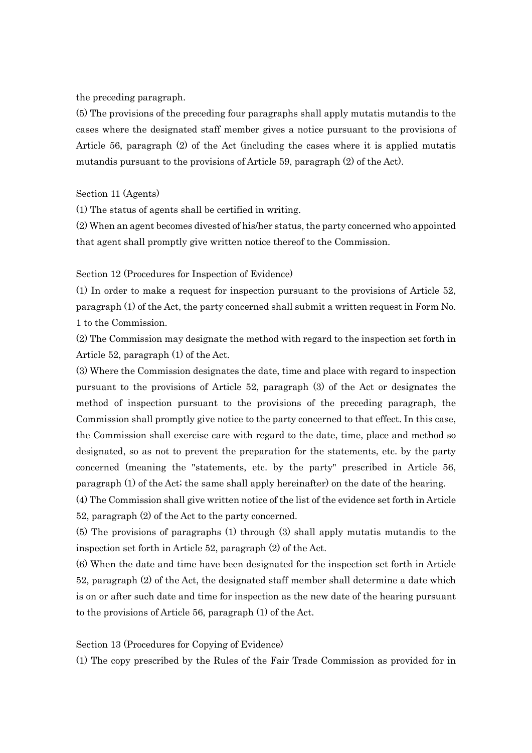the preceding paragraph.

(5) The provisions of the preceding four paragraphs shall apply mutatis mutandis to the cases where the designated staff member gives a notice pursuant to the provisions of Article 56, paragraph (2) of the Act (including the cases where it is applied mutatis mutandis pursuant to the provisions of Article 59, paragraph (2) of the Act).

Section 11 (Agents)

(1) The status of agents shall be certified in writing.

(2) When an agent becomes divested of his/her status, the party concerned who appointed that agent shall promptly give written notice thereof to the Commission.

Section 12 (Procedures for Inspection of Evidence)

(1) In order to make a request for inspection pursuant to the provisions of Article 52, paragraph (1) of the Act, the party concerned shall submit a written request in Form No. 1 to the Commission.

(2) The Commission may designate the method with regard to the inspection set forth in Article 52, paragraph (1) of the Act.

(3) Where the Commission designates the date, time and place with regard to inspection pursuant to the provisions of Article 52, paragraph (3) of the Act or designates the method of inspection pursuant to the provisions of the preceding paragraph, the Commission shall promptly give notice to the party concerned to that effect. In this case, the Commission shall exercise care with regard to the date, time, place and method so designated, so as not to prevent the preparation for the statements, etc. by the party concerned (meaning the "statements, etc. by the party" prescribed in Article 56, paragraph (1) of the Act; the same shall apply hereinafter) on the date of the hearing.

(4) The Commission shall give written notice of the list of the evidence set forth in Article 52, paragraph (2) of the Act to the party concerned.

(5) The provisions of paragraphs (1) through (3) shall apply mutatis mutandis to the inspection set forth in Article 52, paragraph (2) of the Act.

(6) When the date and time have been designated for the inspection set forth in Article 52, paragraph (2) of the Act, the designated staff member shall determine a date which is on or after such date and time for inspection as the new date of the hearing pursuant to the provisions of Article 56, paragraph (1) of the Act.

Section 13 (Procedures for Copying of Evidence)

(1) The copy prescribed by the Rules of the Fair Trade Commission as provided for in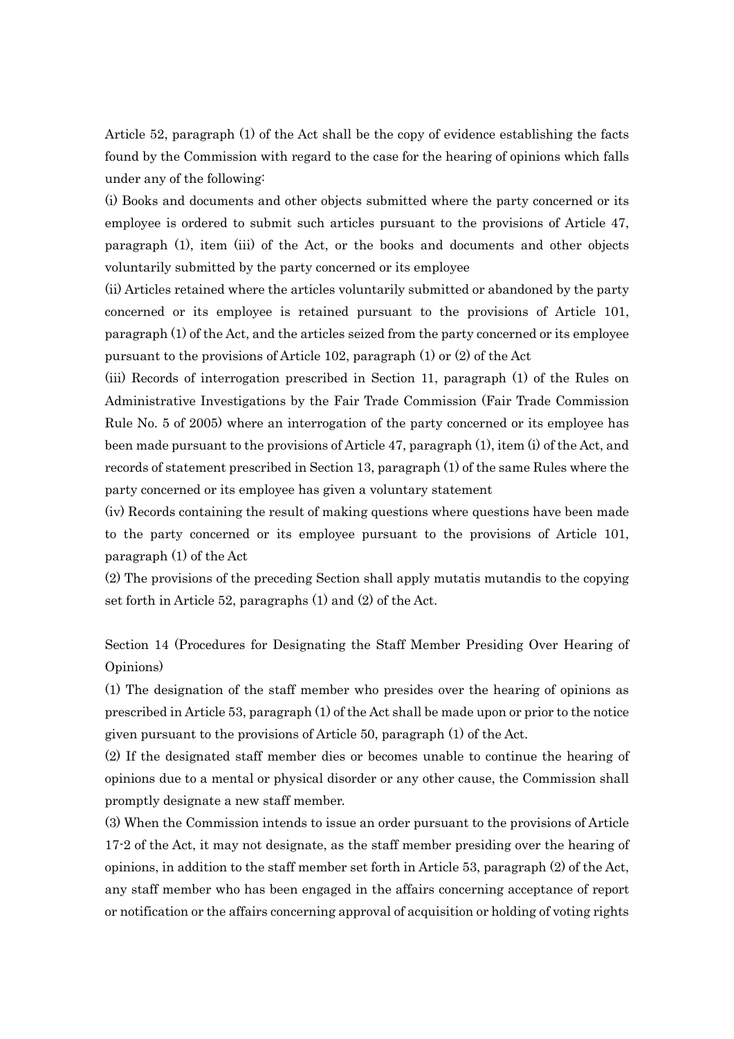Article 52, paragraph (1) of the Act shall be the copy of evidence establishing the facts found by the Commission with regard to the case for the hearing of opinions which falls under any of the following:

(i) Books and documents and other objects submitted where the party concerned or its employee is ordered to submit such articles pursuant to the provisions of Article 47, paragraph (1), item (iii) of the Act, or the books and documents and other objects voluntarily submitted by the party concerned or its employee

(ii) Articles retained where the articles voluntarily submitted or abandoned by the party concerned or its employee is retained pursuant to the provisions of Article 101, paragraph (1) of the Act, and the articles seized from the party concerned or its employee pursuant to the provisions of Article 102, paragraph (1) or (2) of the Act

(iii) Records of interrogation prescribed in Section 11, paragraph (1) of the Rules on Administrative Investigations by the Fair Trade Commission (Fair Trade Commission Rule No. 5 of 2005) where an interrogation of the party concerned or its employee has been made pursuant to the provisions of Article 47, paragraph (1), item (i) of the Act, and records of statement prescribed in Section 13, paragraph (1) of the same Rules where the party concerned or its employee has given a voluntary statement

(iv) Records containing the result of making questions where questions have been made to the party concerned or its employee pursuant to the provisions of Article 101, paragraph (1) of the Act

(2) The provisions of the preceding Section shall apply mutatis mutandis to the copying set forth in Article 52, paragraphs (1) and (2) of the Act.

Section 14 (Procedures for Designating the Staff Member Presiding Over Hearing of Opinions)

(1) The designation of the staff member who presides over the hearing of opinions as prescribed in Article 53, paragraph (1) of the Act shall be made upon or prior to the notice given pursuant to the provisions of Article 50, paragraph (1) of the Act.

(2) If the designated staff member dies or becomes unable to continue the hearing of opinions due to a mental or physical disorder or any other cause, the Commission shall promptly designate a new staff member.

(3) When the Commission intends to issue an order pursuant to the provisions of Article 17-2 of the Act, it may not designate, as the staff member presiding over the hearing of opinions, in addition to the staff member set forth in Article 53, paragraph (2) of the Act, any staff member who has been engaged in the affairs concerning acceptance of report or notification or the affairs concerning approval of acquisition or holding of voting rights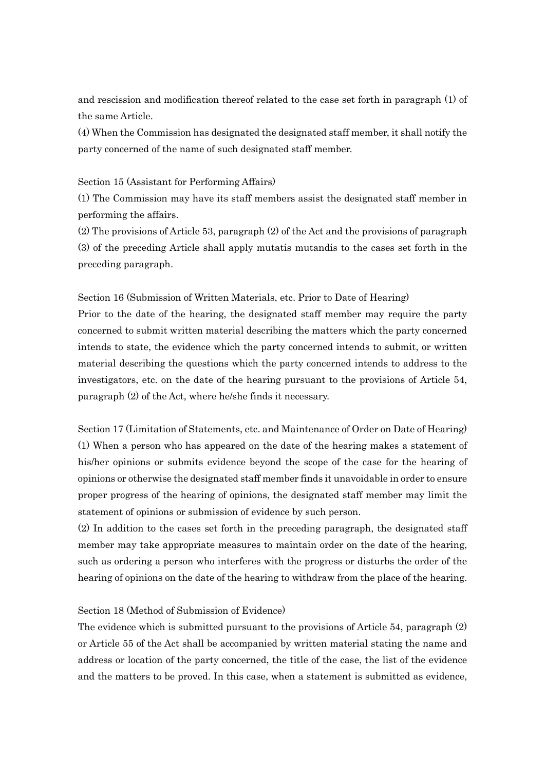and rescission and modification thereof related to the case set forth in paragraph (1) of the same Article.

(4) When the Commission has designated the designated staff member, it shall notify the party concerned of the name of such designated staff member.

Section 15 (Assistant for Performing Affairs)

(1) The Commission may have its staff members assist the designated staff member in performing the affairs.

(2) The provisions of Article 53, paragraph (2) of the Act and the provisions of paragraph (3) of the preceding Article shall apply mutatis mutandis to the cases set forth in the preceding paragraph.

Section 16 (Submission of Written Materials, etc. Prior to Date of Hearing)

Prior to the date of the hearing, the designated staff member may require the party concerned to submit written material describing the matters which the party concerned intends to state, the evidence which the party concerned intends to submit, or written material describing the questions which the party concerned intends to address to the investigators, etc. on the date of the hearing pursuant to the provisions of Article 54, paragraph (2) of the Act, where he/she finds it necessary.

Section 17 (Limitation of Statements, etc. and Maintenance of Order on Date of Hearing)

(1) When a person who has appeared on the date of the hearing makes a statement of his/her opinions or submits evidence beyond the scope of the case for the hearing of opinions or otherwise the designated staff member finds it unavoidable in order to ensure proper progress of the hearing of opinions, the designated staff member may limit the statement of opinions or submission of evidence by such person.

(2) In addition to the cases set forth in the preceding paragraph, the designated staff member may take appropriate measures to maintain order on the date of the hearing, such as ordering a person who interferes with the progress or disturbs the order of the hearing of opinions on the date of the hearing to withdraw from the place of the hearing.

Section 18 (Method of Submission of Evidence)

The evidence which is submitted pursuant to the provisions of Article 54, paragraph (2) or Article 55 of the Act shall be accompanied by written material stating the name and address or location of the party concerned, the title of the case, the list of the evidence and the matters to be proved. In this case, when a statement is submitted as evidence,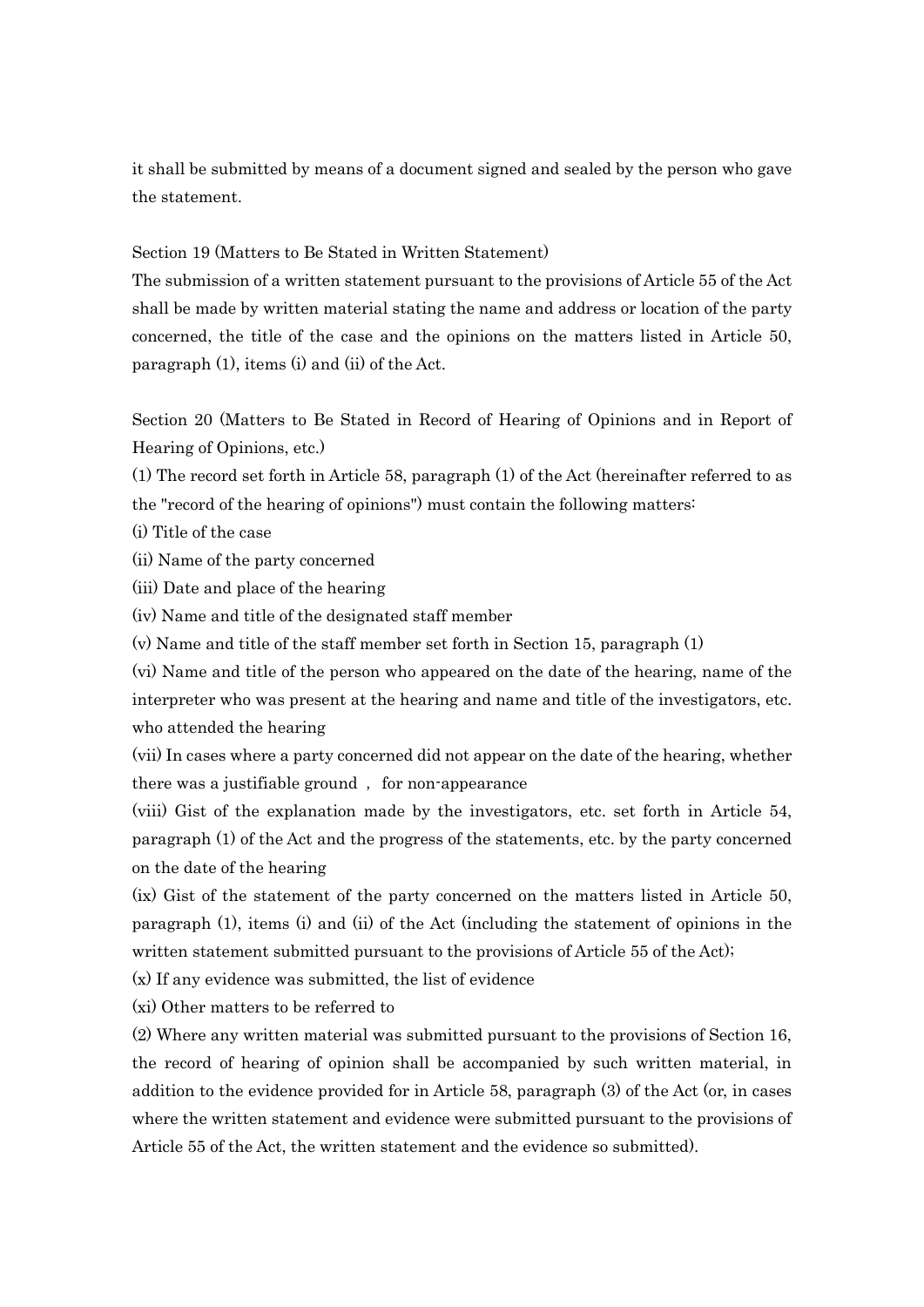it shall be submitted by means of a document signed and sealed by the person who gave the statement.

Section 19 (Matters to Be Stated in Written Statement)

The submission of a written statement pursuant to the provisions of Article 55 of the Act shall be made by written material stating the name and address or location of the party concerned, the title of the case and the opinions on the matters listed in Article 50, paragraph (1), items (i) and (ii) of the Act.

Section 20 (Matters to Be Stated in Record of Hearing of Opinions and in Report of Hearing of Opinions, etc.)

(1) The record set forth in Article 58, paragraph (1) of the Act (hereinafter referred to as the "record of the hearing of opinions") must contain the following matters:

(i) Title of the case

(ii) Name of the party concerned

(iii) Date and place of the hearing

(iv) Name and title of the designated staff member

(v) Name and title of the staff member set forth in Section 15, paragraph (1)

(vi) Name and title of the person who appeared on the date of the hearing, name of the interpreter who was present at the hearing and name and title of the investigators, etc. who attended the hearing

(vii) In cases where a party concerned did not appear on the date of the hearing, whether there was a justifiable ground , for non-appearance

(viii) Gist of the explanation made by the investigators, etc. set forth in Article 54, paragraph (1) of the Act and the progress of the statements, etc. by the party concerned on the date of the hearing

(ix) Gist of the statement of the party concerned on the matters listed in Article 50, paragraph (1), items (i) and (ii) of the Act (including the statement of opinions in the written statement submitted pursuant to the provisions of Article 55 of the Act);

(x) If any evidence was submitted, the list of evidence

(xi) Other matters to be referred to

(2) Where any written material was submitted pursuant to the provisions of Section 16, the record of hearing of opinion shall be accompanied by such written material, in addition to the evidence provided for in Article 58, paragraph (3) of the Act (or, in cases where the written statement and evidence were submitted pursuant to the provisions of Article 55 of the Act, the written statement and the evidence so submitted).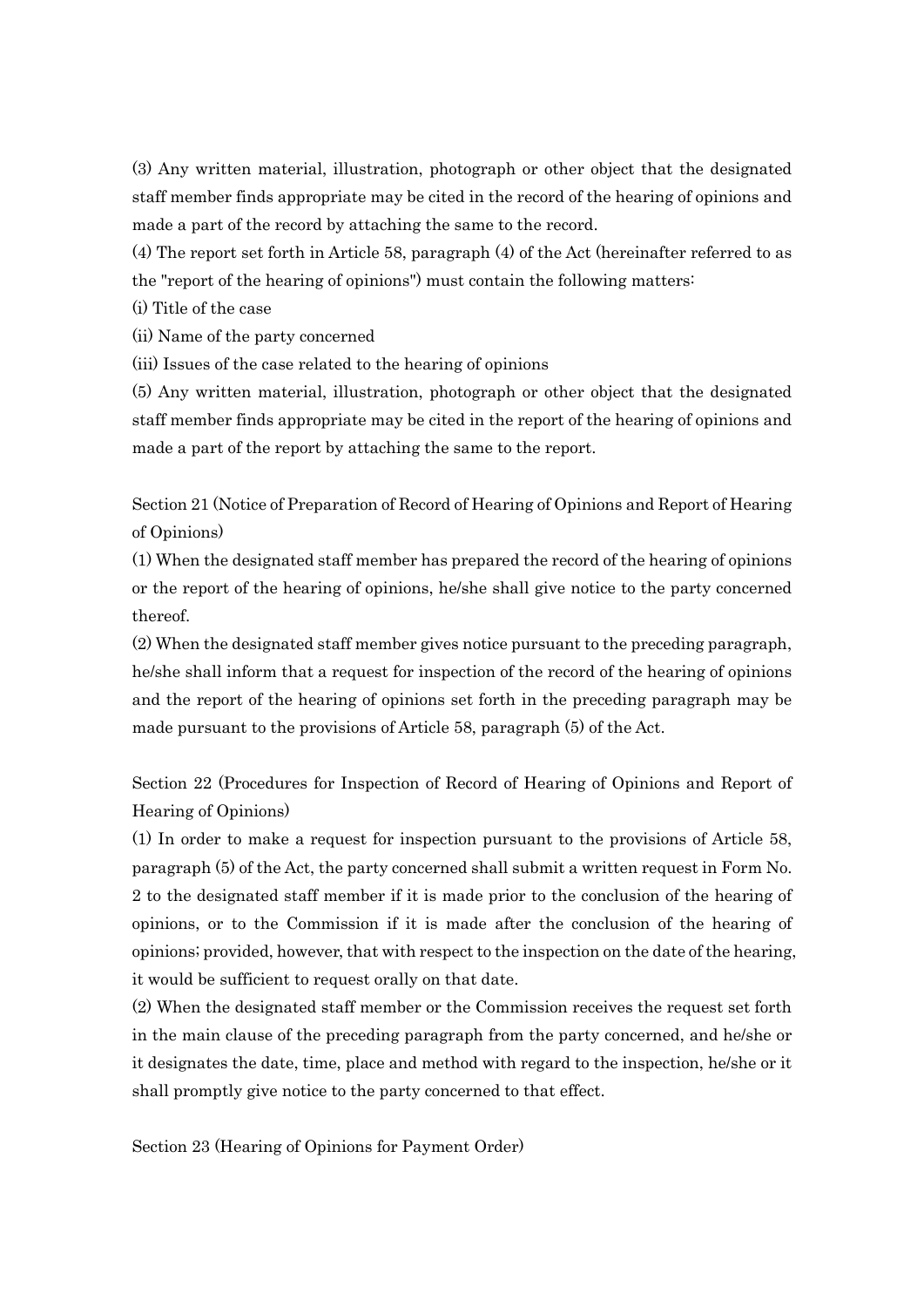(3) Any written material, illustration, photograph or other object that the designated staff member finds appropriate may be cited in the record of the hearing of opinions and made a part of the record by attaching the same to the record.

(4) The report set forth in Article 58, paragraph (4) of the Act (hereinafter referred to as the "report of the hearing of opinions") must contain the following matters:

(i) Title of the case

(ii) Name of the party concerned

(iii) Issues of the case related to the hearing of opinions

(5) Any written material, illustration, photograph or other object that the designated staff member finds appropriate may be cited in the report of the hearing of opinions and made a part of the report by attaching the same to the report.

Section 21 (Notice of Preparation of Record of Hearing of Opinions and Report of Hearing of Opinions)

(1) When the designated staff member has prepared the record of the hearing of opinions or the report of the hearing of opinions, he/she shall give notice to the party concerned thereof.

(2) When the designated staff member gives notice pursuant to the preceding paragraph, he/she shall inform that a request for inspection of the record of the hearing of opinions and the report of the hearing of opinions set forth in the preceding paragraph may be made pursuant to the provisions of Article 58, paragraph (5) of the Act.

Section 22 (Procedures for Inspection of Record of Hearing of Opinions and Report of Hearing of Opinions)

(1) In order to make a request for inspection pursuant to the provisions of Article 58, paragraph (5) of the Act, the party concerned shall submit a written request in Form No. 2 to the designated staff member if it is made prior to the conclusion of the hearing of opinions, or to the Commission if it is made after the conclusion of the hearing of opinions; provided, however, that with respect to the inspection on the date of the hearing, it would be sufficient to request orally on that date.

(2) When the designated staff member or the Commission receives the request set forth in the main clause of the preceding paragraph from the party concerned, and he/she or it designates the date, time, place and method with regard to the inspection, he/she or it shall promptly give notice to the party concerned to that effect.

Section 23 (Hearing of Opinions for Payment Order)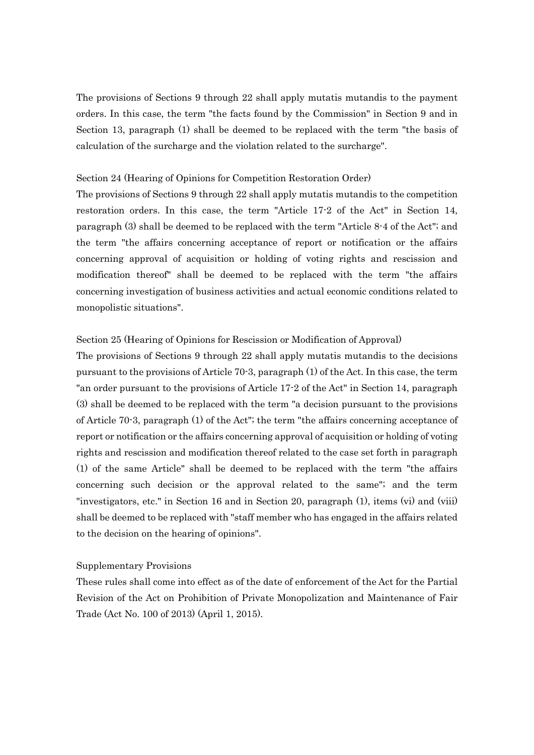The provisions of Sections 9 through 22 shall apply mutatis mutandis to the payment orders. In this case, the term "the facts found by the Commission" in Section 9 and in Section 13, paragraph (1) shall be deemed to be replaced with the term "the basis of calculation of the surcharge and the violation related to the surcharge".

Section 24 (Hearing of Opinions for Competition Restoration Order)

The provisions of Sections 9 through 22 shall apply mutatis mutandis to the competition restoration orders. In this case, the term "Article 17-2 of the Act" in Section 14, paragraph (3) shall be deemed to be replaced with the term "Article 8-4 of the Act"; and the term "the affairs concerning acceptance of report or notification or the affairs concerning approval of acquisition or holding of voting rights and rescission and modification thereof" shall be deemed to be replaced with the term "the affairs concerning investigation of business activities and actual economic conditions related to monopolistic situations".

Section 25 (Hearing of Opinions for Rescission or Modification of Approval)

The provisions of Sections 9 through 22 shall apply mutatis mutandis to the decisions pursuant to the provisions of Article 70-3, paragraph (1) of the Act. In this case, the term "an order pursuant to the provisions of Article 17-2 of the Act" in Section 14, paragraph (3) shall be deemed to be replaced with the term "a decision pursuant to the provisions of Article 70-3, paragraph (1) of the Act"; the term "the affairs concerning acceptance of report or notification or the affairs concerning approval of acquisition or holding of voting rights and rescission and modification thereof related to the case set forth in paragraph (1) of the same Article" shall be deemed to be replaced with the term "the affairs concerning such decision or the approval related to the same"; and the term "investigators, etc." in Section 16 and in Section 20, paragraph (1), items (vi) and (viii) shall be deemed to be replaced with "staff member who has engaged in the affairs related to the decision on the hearing of opinions".

Supplementary Provisions

These rules shall come into effect as of the date of enforcement of the Act for the Partial Revision of the Act on Prohibition of Private Monopolization and Maintenance of Fair Trade (Act No. 100 of 2013) (April 1, 2015).